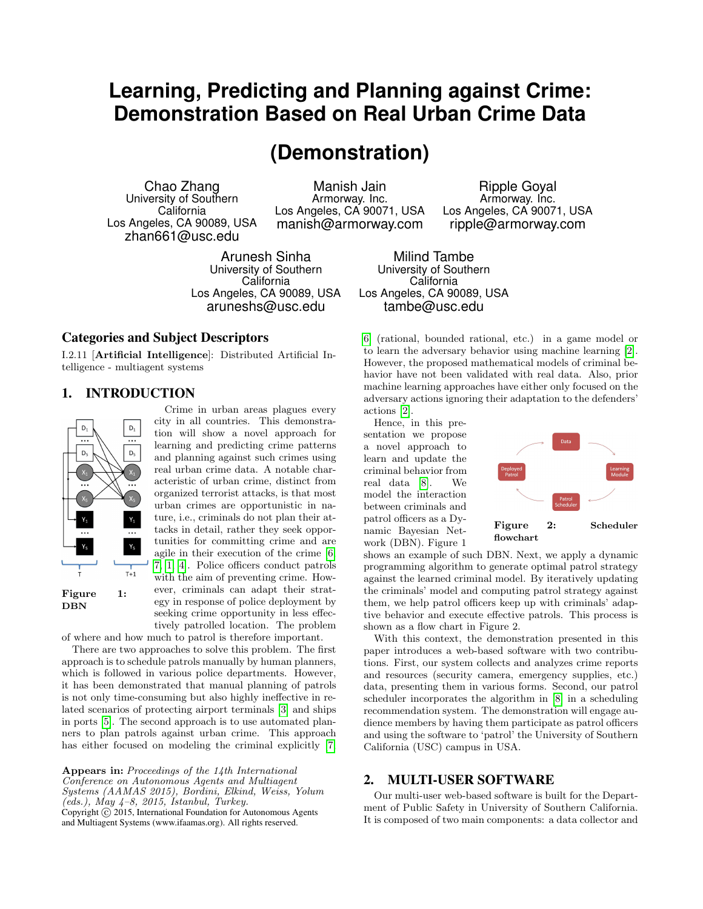# Learning, Predicting and Planning against Crime: Demonstration Based on Real Urban Crime Data

## (Demonstration)

Chao Zhang
University of Southern California
Los Angeles, CA 90089, USA
zhan661@usc.edu

Manish Jain
Armorway. Inc.
Los Angeles, CA 90071, USA
manish@armorway.com

Ripple Goyal
Armorway. Inc.
Los Angeles, CA 90071, USA
ripple@armorway.com

Arunesh Sinha
University of Southern California
Los Angeles, CA 90089, USA
aruneshs@usc.edu

Milind Tambe
University of Southern California
Los Angeles, CA 90089, USA
tambe@usc.edu

## Categories and Subject Descriptors

I.2.11 [**Artificial Intelligence**]: Distributed Artificial Intelligence - multiagent systems

## 1. INTRODUCTION

Crime in urban areas plagues every city in all countries. This demonstration will show a novel approach for learning and predicting crime patterns and planning against such crimes using real urban crime data. A notable characteristic of urban crime, distinct from organized terrorist attacks, is that most urban crimes are opportunistic in nature, i.e., criminals do not plan their attacks in detail, rather they seek opportunities for committing crime and are agile in their execution of the crime [6, 7, 1, 4]. Police officers conduct patrols with the aim of preventing crime. However, criminals can adapt their strategy in response of police deployment by seeking crime opportunity in less effectively patrolled location. The problem of where and how much to patrol is therefore important.

**Figure 1: DBN**

There are two approaches to solve this problem. The first approach is to schedule patrols manually by human planners, which is followed in various police departments. However, it has been demonstrated that manual planning of patrols is not only time-consuming but also highly ineffective in related scenarios of protecting airport terminals [3] and ships in ports [5]. The second approach is to use automated planners to plan patrols against urban crime. This approach has either focused on modeling the criminal explicitly [7, 6] (rational, bounded rational, etc.) in a game model or to learn the adversary behavior using machine learning [2]. However, the proposed mathematical models of criminal behavior have not been validated with real data. Also, prior machine learning approaches have either only focused on the adversary actions ignoring their adaptation to the defenders' actions [2].

Hence, in this presentation we propose a novel approach to learn and update the criminal behavior from real data [8]. We model the interaction between criminals and patrol officers as a Dynamic Bayesian Network (DBN). Figure 1 shows an example of such DBN. Next, we apply a dynamic programming algorithm to generate optimal patrol strategy against the learned criminal model. By iteratively updating the criminals' model and computing patrol strategy against them, we help patrol officers keep up with criminals' adaptive behavior and execute effective patrols. This process is shown as a flow chart in Figure 2.

**Figure 2: Scheduler flowchart**

With this context, the demonstration presented in this paper introduces a web-based software with two contributions. First, our system collects and analyzes crime reports and resources (security camera, emergency supplies, etc.) data, presenting them in various forms. Second, our patrol scheduler incorporates the algorithm in [8] in a scheduling recommendation system. The demonstration will engage audience members by having them participate as patrol officers and using the software to 'patrol' the University of Southern California (USC) campus in USA.

**Appears in:** *Proceedings of the 14th International Conference on Autonomous Agents and Multiagent Systems (AAMAS 2015), Bordini, Elkind, Weiss, Yolum (eds.), May 4–8, 2015, Istanbul, Turkey.*
Copyright © 2015, International Foundation for Autonomous Agents and Multiagent Systems (www.ifaamas.org). All rights reserved.

## 2. MULTI-USER SOFTWARE

Our multi-user web-based software is built for the Department of Public Safety in University of Southern California. It is composed of two main components: a data collector and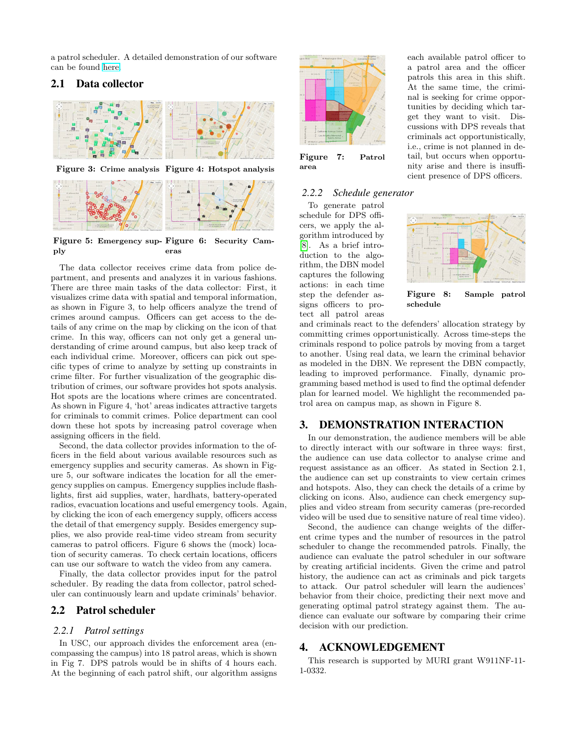a patrol scheduler. A detailed demonstration of our software can be found here.

## 2.1 Data collector

**Figure 3: Crime analysis** **Figure 4: Hotspot analysis**

**Figure 5: Emergency supply** **Figure 6: Security Cameras**

The data collector receives crime data from police department, and presents and analyzes it in various fashions. There are three main tasks of the data collector: First, it visualizes crime data with spatial and temporal information, as shown in Figure 3, to help officers analyze the trend of crimes around campus. Officers can get access to the details of any crime on the map by clicking on the icon of that crime. In this way, officers can not only get a general understanding of crime around campus, but also keep track of each individual crime. Moreover, officers can pick out specific types of crime to analyze by setting up constraints in crime filter. For further visualization of the geographic distribution of crimes, our software provides hot spots analysis. Hot spots are the locations where crimes are concentrated. As shown in Figure 4, 'hot' areas indicates attractive targets for criminals to commit crimes. Police department can cool down these hot spots by increasing patrol coverage when assigning officers in the field.

Second, the data collector provides information to the officers in the field about various available resources such as emergency supplies and security cameras. As shown in Figure 5, our software indicates the location for all the emergency supplies on campus. Emergency supplies include flashlights, first aid supplies, water, hardhats, battery-operated radios, evacuation locations and useful emergency tools. Again, by clicking the icon of each emergency supply, officers access the detail of that emergency supply. Besides emergency supplies, we also provide real-time video stream from security cameras to patrol officers. Figure 6 shows the (mock) location of security cameras. To check certain locations, officers can use our software to watch the video from any camera.

Finally, the data collector provides input for the patrol scheduler. By reading the data from collector, patrol scheduler can continuously learn and update criminals' behavior.

## 2.2 Patrol scheduler

### *2.2.1 Patrol settings*

In USC, our approach divides the enforcement area (encompassing the campus) into 18 patrol areas, which is shown in Fig 7. DPS patrols would be in shifts of 4 hours each. At the beginning of each patrol shift, our algorithm assigns each available patrol officer to a patrol area and the officer patrols this area in this shift. At the same time, the criminal is seeking for crime opportunities by deciding which target they want to visit. Discussions with DPS reveals that criminals act opportunistically, i.e., crime is not planned in detail, but occurs when opportunity arise and there is insufficient presence of DPS officers.

**Figure 7: Patrol area**

### *2.2.2 Schedule generator*

To generate patrol schedule for DPS officers, we apply the algorithm introduced by [8]. As a brief introduction to the algorithm, the DBN model captures the following actions: in each time step the defender assigns officers to protect all patrol areas and criminals react to the defenders' allocation strategy by committing crimes opportunistically. Across time-steps the criminals respond to police patrols by moving from a target to another. Using real data, we learn the criminal behavior as modeled in the DBN. We represent the DBN compactly, leading to improved performance. Finally, dynamic programming based method is used to find the optimal defender plan for learned model. We highlight the recommended patrol area on campus map, as shown in Figure 8.

**Figure 8: Sample patrol schedule**

# 3. DEMONSTRATION INTERACTION

In our demonstration, the audience members will be able to directly interact with our software in three ways: first, the audience can use data collector to analyse crime and request assistance as an officer. As stated in Section 2.1, the audience can set up constraints to view certain crimes and hotspots. Also, they can check the details of a crime by clicking on icons. Also, audience can check emergency supplies and video stream from security cameras (pre-recorded video will be used due to sensitive nature of real time video).

Second, the audience can change weights of the different crime types and the number of resources in the patrol scheduler to change the recommended patrols. Finally, the audience can evaluate the patrol scheduler in our software by creating artificial incidents. Given the crime and patrol history, the audience can act as criminals and pick targets to attack. Our patrol scheduler will learn the audiences' behavior from their choice, predicting their next move and generating optimal patrol strategy against them. The audience can evaluate our software by comparing their crime decision with our prediction.

# 4. ACKNOWLEDGEMENT

This research is supported by MURI grant W911NF-11-1-0332.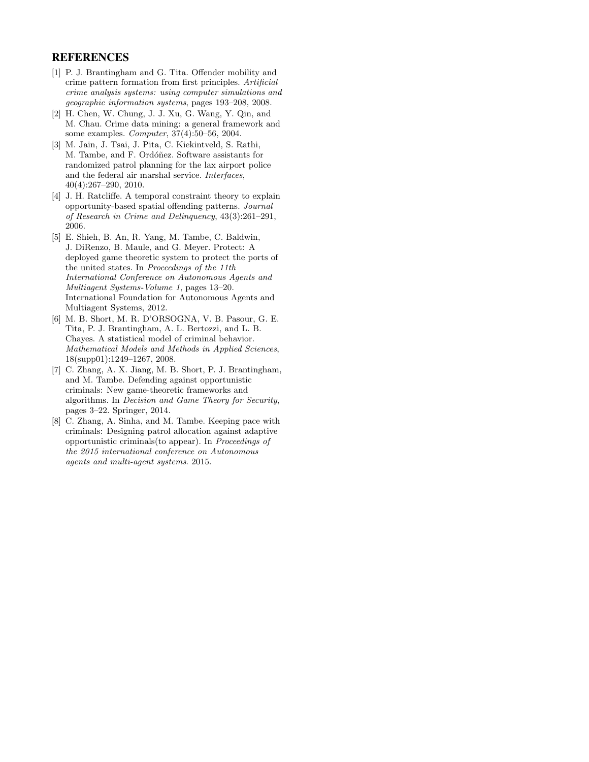## REFERENCES

[1] P. J. Brantingham and G. Tita. Offender mobility and crime pattern formation from first principles. *Artificial crime analysis systems: using computer simulations and geographic information systems*, pages 193–208, 2008.

[2] H. Chen, W. Chung, J. J. Xu, G. Wang, Y. Qin, and M. Chau. Crime data mining: a general framework and some examples. *Computer*, 37(4):50–56, 2004.

[3] M. Jain, J. Tsai, J. Pita, C. Kiekintveld, S. Rathi, M. Tambe, and F. Ordóñez. Software assistants for randomized patrol planning for the lax airport police and the federal air marshal service. *Interfaces*, 40(4):267–290, 2010.

[4] J. H. Ratcliffe. A temporal constraint theory to explain opportunity-based spatial offending patterns. *Journal of Research in Crime and Delinquency*, 43(3):261–291, 2006.

[5] E. Shieh, B. An, R. Yang, M. Tambe, C. Baldwin, J. DiRenzo, B. Maule, and G. Meyer. Protect: A deployed game theoretic system to protect the ports of the united states. In *Proceedings of the 11th International Conference on Autonomous Agents and Multiagent Systems-Volume 1*, pages 13–20. International Foundation for Autonomous Agents and Multiagent Systems, 2012.

[6] M. B. Short, M. R. D'ORSOGNA, V. B. Pasour, G. E. Tita, P. J. Brantingham, A. L. Bertozzi, and L. B. Chayes. A statistical model of criminal behavior. *Mathematical Models and Methods in Applied Sciences*, 18(supp01):1249–1267, 2008.

[7] C. Zhang, A. X. Jiang, M. B. Short, P. J. Brantingham, and M. Tambe. Defending against opportunistic criminals: New game-theoretic frameworks and algorithms. In *Decision and Game Theory for Security*, pages 3–22. Springer, 2014.

[8] C. Zhang, A. Sinha, and M. Tambe. Keeping pace with criminals: Designing patrol allocation against adaptive opportunistic criminals(to appear). In *Proceedings of the 2015 international conference on Autonomous agents and multi-agent systems*. 2015.